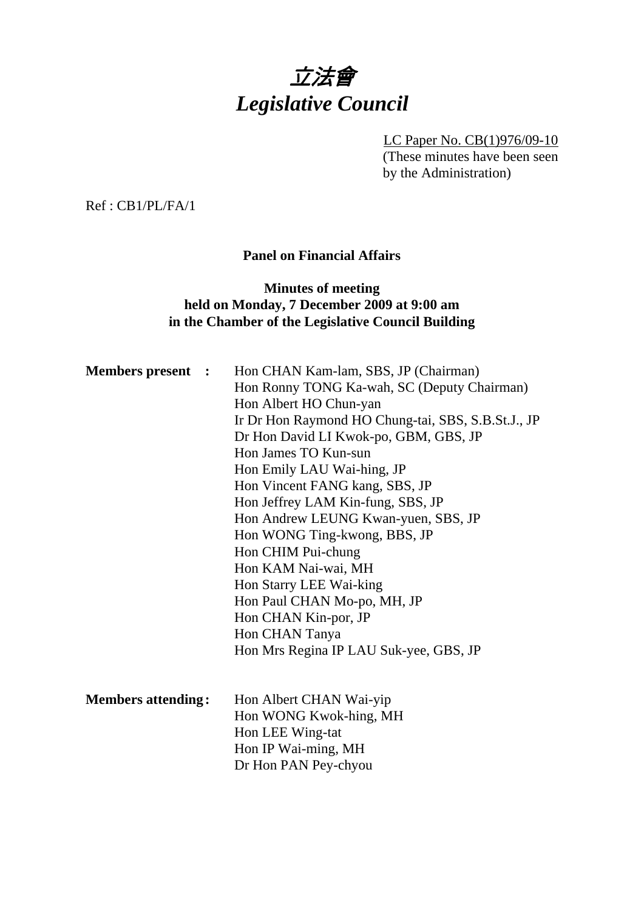# 立法會
# *Legislative Council*

LC Paper No. CB(1)976/09-10
(These minutes have been seen by the Administration)

Ref : CB1/PL/FA/1

**Panel on Financial Affairs**

**Minutes of meeting**
**held on Monday, 7 December 2009 at 9:00 am**
**in the Chamber of the Legislative Council Building**

**Members present :**

Hon CHAN Kam-lam, SBS, JP (Chairman)
Hon Ronny TONG Ka-wah, SC (Deputy Chairman)
Hon Albert HO Chun-yan
Ir Dr Hon Raymond HO Chung-tai, SBS, S.B.St.J., JP
Dr Hon David LI Kwok-po, GBM, GBS, JP
Hon James TO Kun-sun
Hon Emily LAU Wai-hing, JP
Hon Vincent FANG kang, SBS, JP
Hon Jeffrey LAM Kin-fung, SBS, JP
Hon Andrew LEUNG Kwan-yuen, SBS, JP
Hon WONG Ting-kwong, BBS, JP
Hon CHIM Pui-chung
Hon KAM Nai-wai, MH
Hon Starry LEE Wai-king
Hon Paul CHAN Mo-po, MH, JP
Hon CHAN Kin-por, JP
Hon CHAN Tanya
Hon Mrs Regina IP LAU Suk-yee, GBS, JP

**Members attending :**

Hon Albert CHAN Wai-yip
Hon WONG Kwok-hing, MH
Hon LEE Wing-tat
Hon IP Wai-ming, MH
Dr Hon PAN Pey-chyou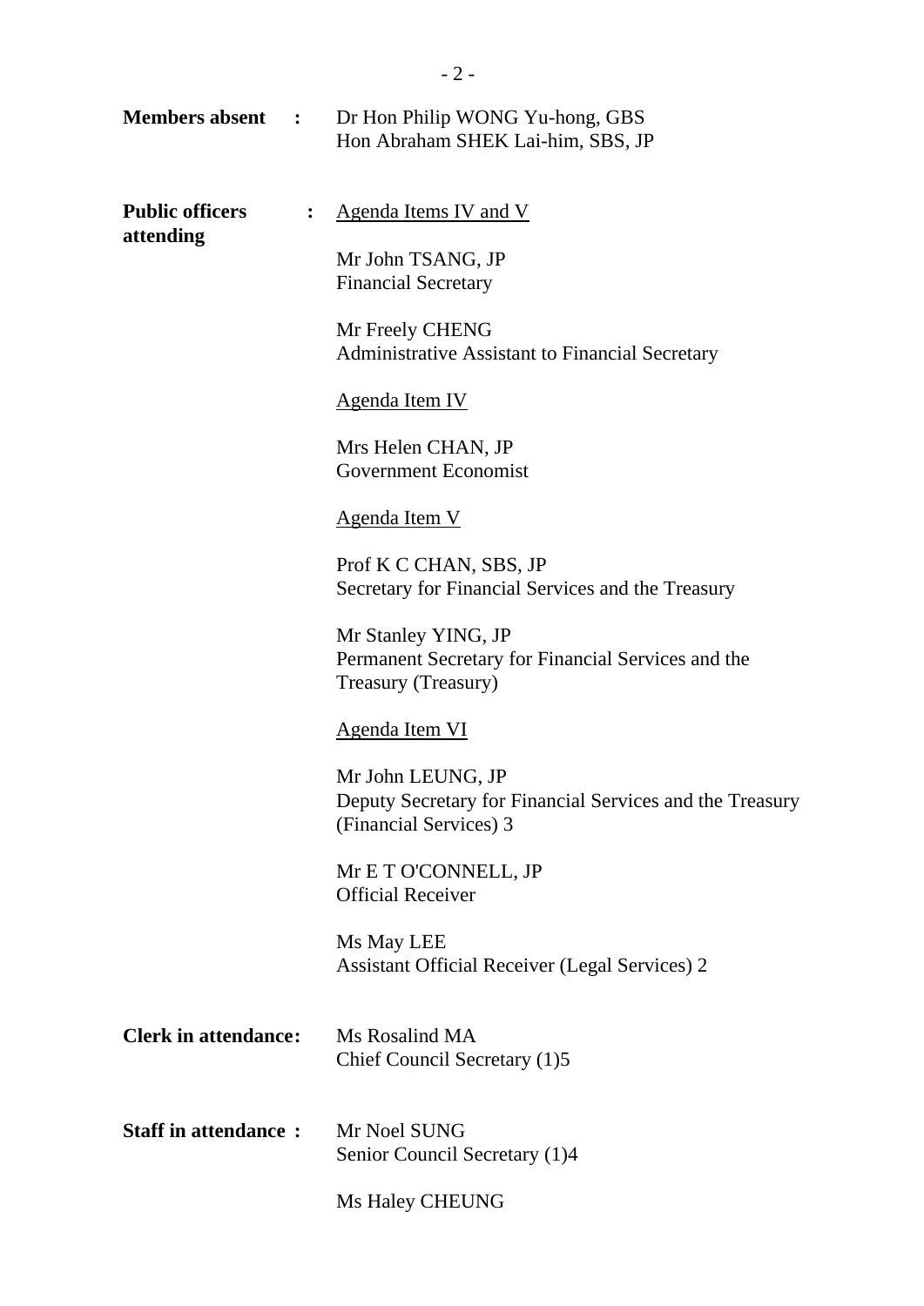**Members absent :** Dr Hon Philip WONG Yu-hong, GBS
Hon Abraham SHEK Lai-him, SBS, JP

**Public officers attending :**

<u>Agenda Items IV and V</u>

Mr John TSANG, JP
Financial Secretary

Mr Freely CHENG
Administrative Assistant to Financial Secretary

<u>Agenda Item IV</u>

Mrs Helen CHAN, JP
Government Economist

<u>Agenda Item V</u>

Prof K C CHAN, SBS, JP
Secretary for Financial Services and the Treasury

Mr Stanley YING, JP
Permanent Secretary for Financial Services and the Treasury (Treasury)

<u>Agenda Item VI</u>

Mr John LEUNG, JP
Deputy Secretary for Financial Services and the Treasury (Financial Services) 3

Mr E T O'CONNELL, JP
Official Receiver

Ms May LEE
Assistant Official Receiver (Legal Services) 2

**Clerk in attendance:** Ms Rosalind MA
Chief Council Secretary (1)5

**Staff in attendance :** Mr Noel SUNG
Senior Council Secretary (1)4

Ms Haley CHEUNG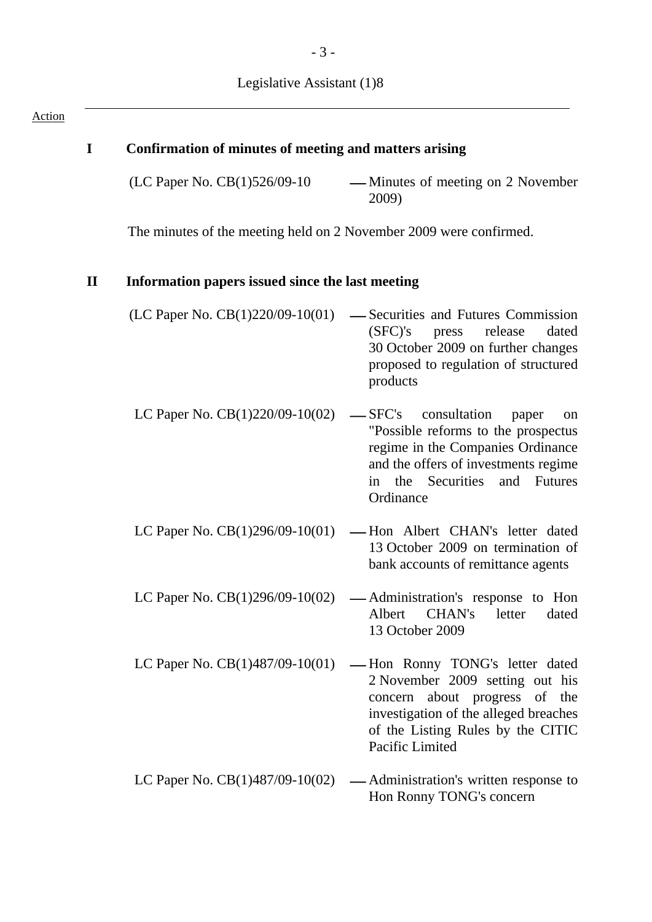Legislative Assistant (1)8

---

Action

## I Confirmation of minutes of meeting and matters arising

(LC Paper No. CB(1)526/09-10 — Minutes of meeting on 2 November 2009)

The minutes of the meeting held on 2 November 2009 were confirmed.

## II Information papers issued since the last meeting

(LC Paper No. CB(1)220/09-10(01) — Securities and Futures Commission (SFC)'s press release dated 30 October 2009 on further changes proposed to regulation of structured products

LC Paper No. CB(1)220/09-10(02) — SFC's consultation paper on "Possible reforms to the prospectus regime in the Companies Ordinance and the offers of investments regime in the Securities and Futures Ordinance

LC Paper No. CB(1)296/09-10(01) — Hon Albert CHAN's letter dated 13 October 2009 on termination of bank accounts of remittance agents

LC Paper No. CB(1)296/09-10(02) — Administration's response to Hon Albert CHAN's letter dated 13 October 2009

LC Paper No. CB(1)487/09-10(01) — Hon Ronny TONG's letter dated 2 November 2009 setting out his concern about progress of the investigation of the alleged breaches of the Listing Rules by the CITIC Pacific Limited

LC Paper No. CB(1)487/09-10(02) — Administration's written response to Hon Ronny TONG's concern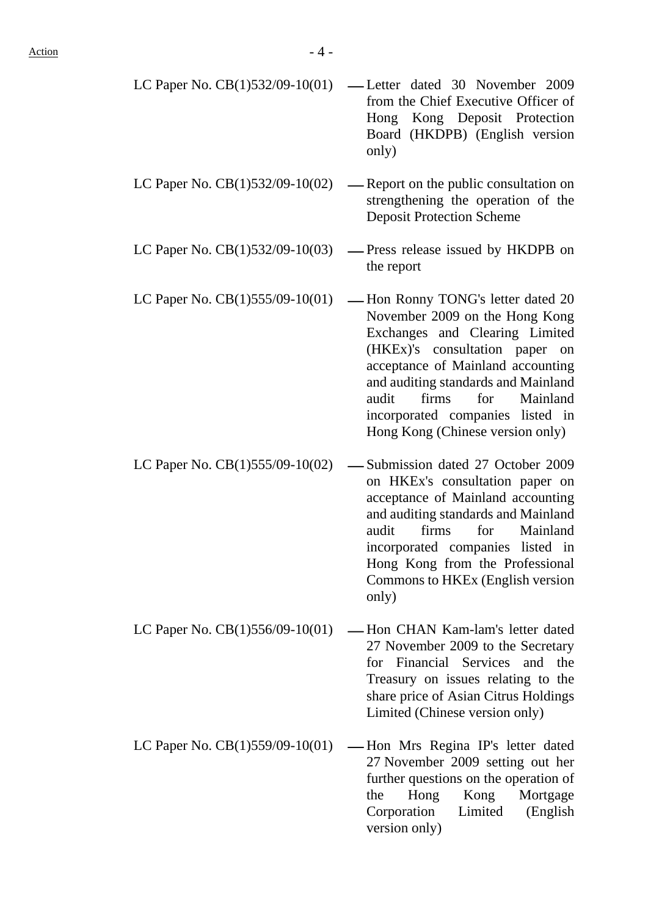| | |
|---|---|
| LC Paper No. CB(1)532/09-10(01) | — Letter dated 30 November 2009 from the Chief Executive Officer of Hong Kong Deposit Protection Board (HKDPB) (English version only) |
| LC Paper No. CB(1)532/09-10(02) | — Report on the public consultation on strengthening the operation of the Deposit Protection Scheme |
| LC Paper No. CB(1)532/09-10(03) | — Press release issued by HKDPB on the report |
| LC Paper No. CB(1)555/09-10(01) | — Hon Ronny TONG's letter dated 20 November 2009 on the Hong Kong Exchanges and Clearing Limited (HKEx)'s consultation paper on acceptance of Mainland accounting and auditing standards and Mainland audit firms for Mainland incorporated companies listed in Hong Kong (Chinese version only) |
| LC Paper No. CB(1)555/09-10(02) | — Submission dated 27 October 2009 on HKEx's consultation paper on acceptance of Mainland accounting and auditing standards and Mainland audit firms for Mainland incorporated companies listed in Hong Kong from the Professional Commons to HKEx (English version only) |
| LC Paper No. CB(1)556/09-10(01) | — Hon CHAN Kam-lam's letter dated 27 November 2009 to the Secretary for Financial Services and the Treasury on issues relating to the share price of Asian Citrus Holdings Limited (Chinese version only) |
| LC Paper No. CB(1)559/09-10(01) | — Hon Mrs Regina IP's letter dated 27 November 2009 setting out her further questions on the operation of the Hong Kong Mortgage Corporation Limited (English version only) |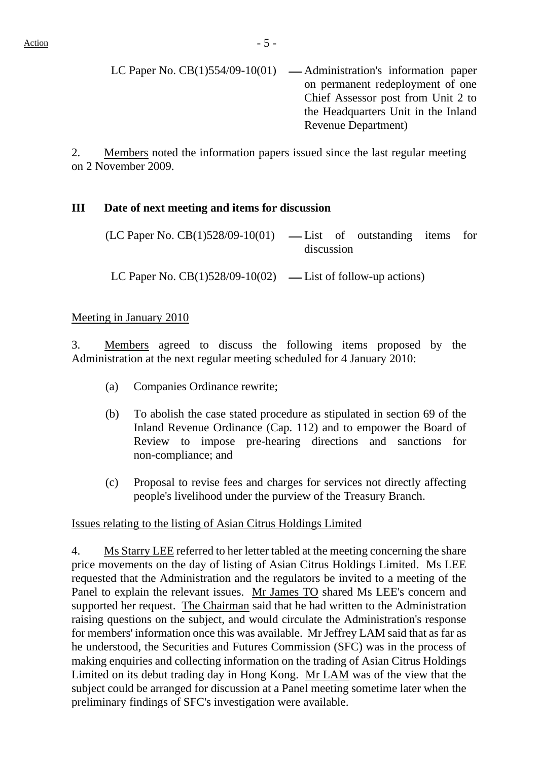LC Paper No. CB(1)554/09-10(01) — Administration's information paper on permanent redeployment of one Chief Assessor post from Unit 2 to the Headquarters Unit in the Inland Revenue Department)

2. Members noted the information papers issued since the last regular meeting on 2 November 2009.

## III Date of next meeting and items for discussion

(LC Paper No. CB(1)528/09-10(01) — List of outstanding items for discussion

LC Paper No. CB(1)528/09-10(02) — List of follow-up actions)

Meeting in January 2010

3. Members agreed to discuss the following items proposed by the Administration at the next regular meeting scheduled for 4 January 2010:

(a) Companies Ordinance rewrite;

(b) To abolish the case stated procedure as stipulated in section 69 of the Inland Revenue Ordinance (Cap. 112) and to empower the Board of Review to impose pre-hearing directions and sanctions for non-compliance; and

(c) Proposal to revise fees and charges for services not directly affecting people's livelihood under the purview of the Treasury Branch.

Issues relating to the listing of Asian Citrus Holdings Limited

4. Ms Starry LEE referred to her letter tabled at the meeting concerning the share price movements on the day of listing of Asian Citrus Holdings Limited. Ms LEE requested that the Administration and the regulators be invited to a meeting of the Panel to explain the relevant issues. Mr James TO shared Ms LEE's concern and supported her request. The Chairman said that he had written to the Administration raising questions on the subject, and would circulate the Administration's response for members' information once this was available. Mr Jeffrey LAM said that as far as he understood, the Securities and Futures Commission (SFC) was in the process of making enquiries and collecting information on the trading of Asian Citrus Holdings Limited on its debut trading day in Hong Kong. Mr LAM was of the view that the subject could be arranged for discussion at a Panel meeting sometime later when the preliminary findings of SFC's investigation were available.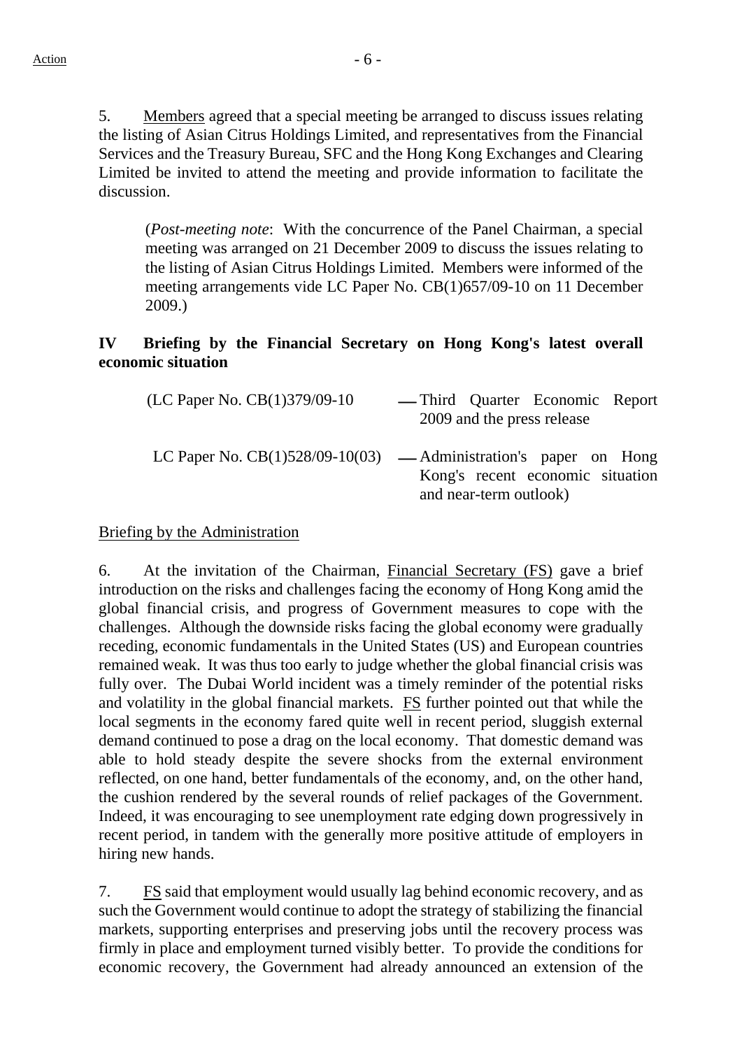5. Members agreed that a special meeting be arranged to discuss issues relating the listing of Asian Citrus Holdings Limited, and representatives from the Financial Services and the Treasury Bureau, SFC and the Hong Kong Exchanges and Clearing Limited be invited to attend the meeting and provide information to facilitate the discussion.

> (*Post-meeting note*: With the concurrence of the Panel Chairman, a special meeting was arranged on 21 December 2009 to discuss the issues relating to the listing of Asian Citrus Holdings Limited. Members were informed of the meeting arrangements vide LC Paper No. CB(1)657/09-10 on 11 December 2009.)

### IV Briefing by the Financial Secretary on Hong Kong's latest overall economic situation

| | |
|---|---|
| (LC Paper No. CB(1)379/09-10 | — Third Quarter Economic Report 2009 and the press release |
| LC Paper No. CB(1)528/09-10(03) | — Administration's paper on Hong Kong's recent economic situation and near-term outlook) |

Briefing by the Administration

6. At the invitation of the Chairman, Financial Secretary (FS) gave a brief introduction on the risks and challenges facing the economy of Hong Kong amid the global financial crisis, and progress of Government measures to cope with the challenges. Although the downside risks facing the global economy were gradually receding, economic fundamentals in the United States (US) and European countries remained weak. It was thus too early to judge whether the global financial crisis was fully over. The Dubai World incident was a timely reminder of the potential risks and volatility in the global financial markets. FS further pointed out that while the local segments in the economy fared quite well in recent period, sluggish external demand continued to pose a drag on the local economy. That domestic demand was able to hold steady despite the severe shocks from the external environment reflected, on one hand, better fundamentals of the economy, and, on the other hand, the cushion rendered by the several rounds of relief packages of the Government. Indeed, it was encouraging to see unemployment rate edging down progressively in recent period, in tandem with the generally more positive attitude of employers in hiring new hands.

7. FS said that employment would usually lag behind economic recovery, and as such the Government would continue to adopt the strategy of stabilizing the financial markets, supporting enterprises and preserving jobs until the recovery process was firmly in place and employment turned visibly better. To provide the conditions for economic recovery, the Government had already announced an extension of the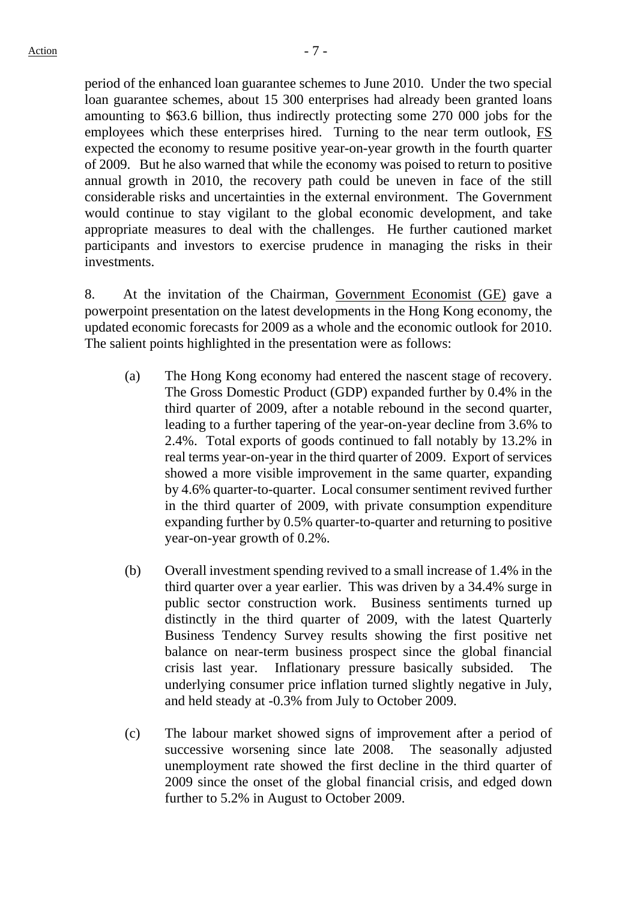period of the enhanced loan guarantee schemes to June 2010. Under the two special loan guarantee schemes, about 15 300 enterprises had already been granted loans amounting to $63.6 billion, thus indirectly protecting some 270 000 jobs for the employees which these enterprises hired. Turning to the near term outlook, FS expected the economy to resume positive year-on-year growth in the fourth quarter of 2009. But he also warned that while the economy was poised to return to positive annual growth in 2010, the recovery path could be uneven in face of the still considerable risks and uncertainties in the external environment. The Government would continue to stay vigilant to the global economic development, and take appropriate measures to deal with the challenges. He further cautioned market participants and investors to exercise prudence in managing the risks in their investments.

8. At the invitation of the Chairman, Government Economist (GE) gave a powerpoint presentation on the latest developments in the Hong Kong economy, the updated economic forecasts for 2009 as a whole and the economic outlook for 2010. The salient points highlighted in the presentation were as follows:

(a) The Hong Kong economy had entered the nascent stage of recovery. The Gross Domestic Product (GDP) expanded further by 0.4% in the third quarter of 2009, after a notable rebound in the second quarter, leading to a further tapering of the year-on-year decline from 3.6% to 2.4%. Total exports of goods continued to fall notably by 13.2% in real terms year-on-year in the third quarter of 2009. Export of services showed a more visible improvement in the same quarter, expanding by 4.6% quarter-to-quarter. Local consumer sentiment revived further in the third quarter of 2009, with private consumption expenditure expanding further by 0.5% quarter-to-quarter and returning to positive year-on-year growth of 0.2%.

(b) Overall investment spending revived to a small increase of 1.4% in the third quarter over a year earlier. This was driven by a 34.4% surge in public sector construction work. Business sentiments turned up distinctly in the third quarter of 2009, with the latest Quarterly Business Tendency Survey results showing the first positive net balance on near-term business prospect since the global financial crisis last year. Inflationary pressure basically subsided. The underlying consumer price inflation turned slightly negative in July, and held steady at -0.3% from July to October 2009.

(c) The labour market showed signs of improvement after a period of successive worsening since late 2008. The seasonally adjusted unemployment rate showed the first decline in the third quarter of 2009 since the onset of the global financial crisis, and edged down further to 5.2% in August to October 2009.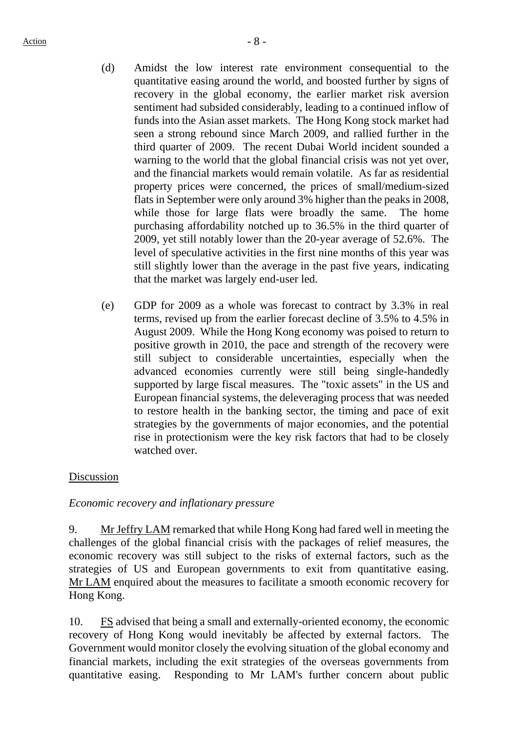(d) Amidst the low interest rate environment consequential to the quantitative easing around the world, and boosted further by signs of recovery in the global economy, the earlier market risk aversion sentiment had subsided considerably, leading to a continued inflow of funds into the Asian asset markets. The Hong Kong stock market had seen a strong rebound since March 2009, and rallied further in the third quarter of 2009. The recent Dubai World incident sounded a warning to the world that the global financial crisis was not yet over, and the financial markets would remain volatile. As far as residential property prices were concerned, the prices of small/medium-sized flats in September were only around 3% higher than the peaks in 2008, while those for large flats were broadly the same. The home purchasing affordability notched up to 36.5% in the third quarter of 2009, yet still notably lower than the 20-year average of 52.6%. The level of speculative activities in the first nine months of this year was still slightly lower than the average in the past five years, indicating that the market was largely end-user led.

(e) GDP for 2009 as a whole was forecast to contract by 3.3% in real terms, revised up from the earlier forecast decline of 3.5% to 4.5% in August 2009. While the Hong Kong economy was poised to return to positive growth in 2010, the pace and strength of the recovery were still subject to considerable uncertainties, especially when the advanced economies currently were still being single-handedly supported by large fiscal measures. The "toxic assets" in the US and European financial systems, the deleveraging process that was needed to restore health in the banking sector, the timing and pace of exit strategies by the governments of major economies, and the potential rise in protectionism were the key risk factors that had to be closely watched over.

Discussion

*Economic recovery and inflationary pressure*

9. Mr Jeffry LAM remarked that while Hong Kong had fared well in meeting the challenges of the global financial crisis with the packages of relief measures, the economic recovery was still subject to the risks of external factors, such as the strategies of US and European governments to exit from quantitative easing. Mr LAM enquired about the measures to facilitate a smooth economic recovery for Hong Kong.

10. FS advised that being a small and externally-oriented economy, the economic recovery of Hong Kong would inevitably be affected by external factors. The Government would monitor closely the evolving situation of the global economy and financial markets, including the exit strategies of the overseas governments from quantitative easing. Responding to Mr LAM's further concern about public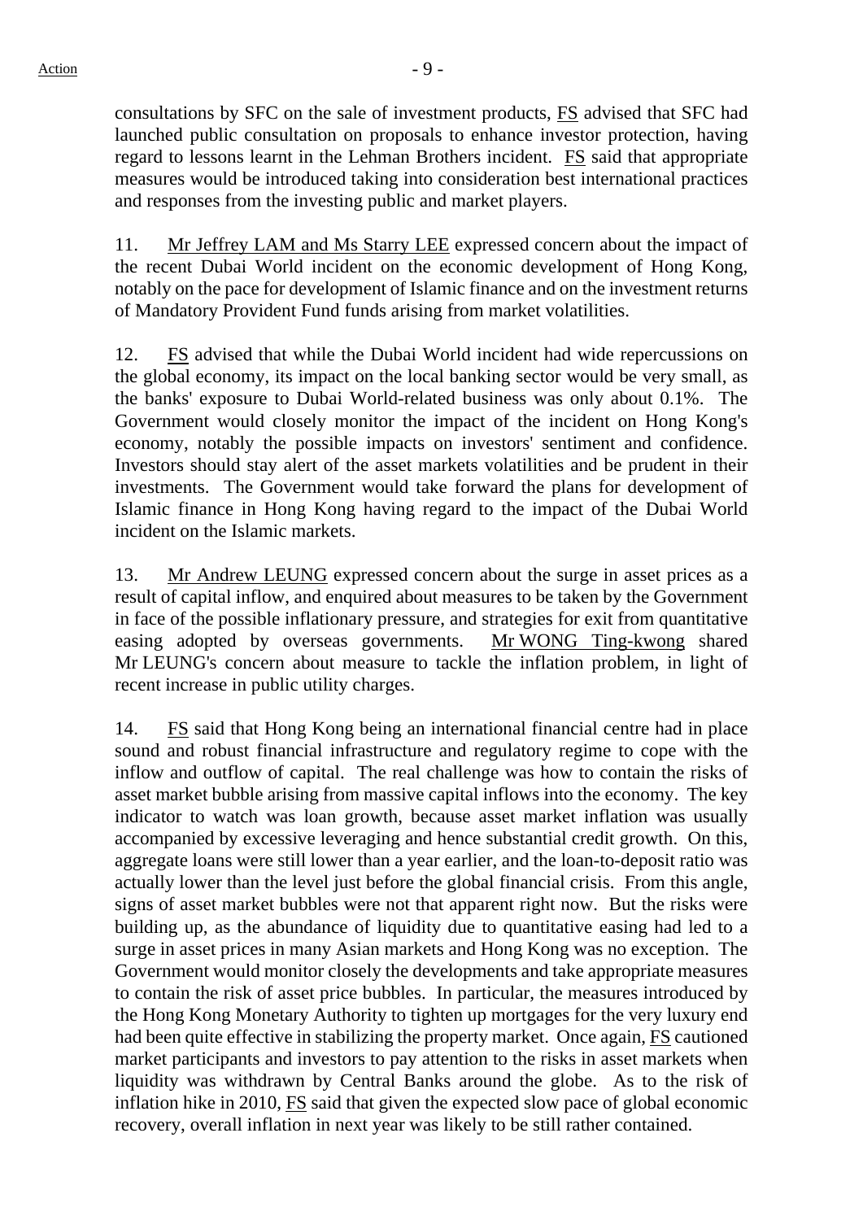consultations by SFC on the sale of investment products, FS advised that SFC had launched public consultation on proposals to enhance investor protection, having regard to lessons learnt in the Lehman Brothers incident. FS said that appropriate measures would be introduced taking into consideration best international practices and responses from the investing public and market players.

11. Mr Jeffrey LAM and Ms Starry LEE expressed concern about the impact of the recent Dubai World incident on the economic development of Hong Kong, notably on the pace for development of Islamic finance and on the investment returns of Mandatory Provident Fund funds arising from market volatilities.

12. FS advised that while the Dubai World incident had wide repercussions on the global economy, its impact on the local banking sector would be very small, as the banks' exposure to Dubai World-related business was only about 0.1%. The Government would closely monitor the impact of the incident on Hong Kong's economy, notably the possible impacts on investors' sentiment and confidence. Investors should stay alert of the asset markets volatilities and be prudent in their investments. The Government would take forward the plans for development of Islamic finance in Hong Kong having regard to the impact of the Dubai World incident on the Islamic markets.

13. Mr Andrew LEUNG expressed concern about the surge in asset prices as a result of capital inflow, and enquired about measures to be taken by the Government in face of the possible inflationary pressure, and strategies for exit from quantitative easing adopted by overseas governments. Mr WONG Ting-kwong shared Mr LEUNG's concern about measure to tackle the inflation problem, in light of recent increase in public utility charges.

14. FS said that Hong Kong being an international financial centre had in place sound and robust financial infrastructure and regulatory regime to cope with the inflow and outflow of capital. The real challenge was how to contain the risks of asset market bubble arising from massive capital inflows into the economy. The key indicator to watch was loan growth, because asset market inflation was usually accompanied by excessive leveraging and hence substantial credit growth. On this, aggregate loans were still lower than a year earlier, and the loan-to-deposit ratio was actually lower than the level just before the global financial crisis. From this angle, signs of asset market bubbles were not that apparent right now. But the risks were building up, as the abundance of liquidity due to quantitative easing had led to a surge in asset prices in many Asian markets and Hong Kong was no exception. The Government would monitor closely the developments and take appropriate measures to contain the risk of asset price bubbles. In particular, the measures introduced by the Hong Kong Monetary Authority to tighten up mortgages for the very luxury end had been quite effective in stabilizing the property market. Once again, FS cautioned market participants and investors to pay attention to the risks in asset markets when liquidity was withdrawn by Central Banks around the globe. As to the risk of inflation hike in 2010, FS said that given the expected slow pace of global economic recovery, overall inflation in next year was likely to be still rather contained.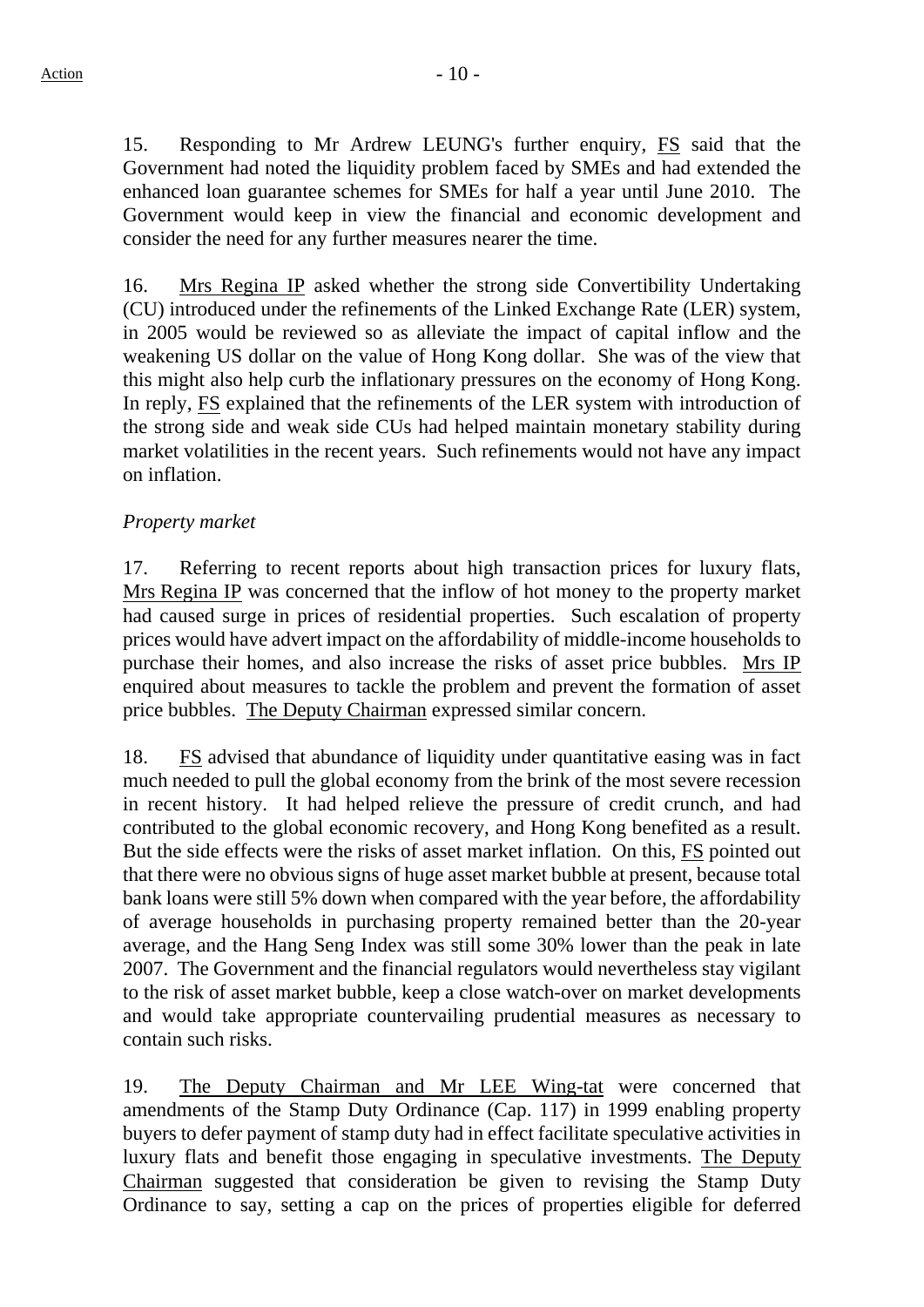15. Responding to Mr Ardrew LEUNG's further enquiry, FS said that the Government had noted the liquidity problem faced by SMEs and had extended the enhanced loan guarantee schemes for SMEs for half a year until June 2010. The Government would keep in view the financial and economic development and consider the need for any further measures nearer the time.

16. Mrs Regina IP asked whether the strong side Convertibility Undertaking (CU) introduced under the refinements of the Linked Exchange Rate (LER) system, in 2005 would be reviewed so as alleviate the impact of capital inflow and the weakening US dollar on the value of Hong Kong dollar. She was of the view that this might also help curb the inflationary pressures on the economy of Hong Kong. In reply, FS explained that the refinements of the LER system with introduction of the strong side and weak side CUs had helped maintain monetary stability during market volatilities in the recent years. Such refinements would not have any impact on inflation.

*Property market*

17. Referring to recent reports about high transaction prices for luxury flats, Mrs Regina IP was concerned that the inflow of hot money to the property market had caused surge in prices of residential properties. Such escalation of property prices would have advert impact on the affordability of middle-income households to purchase their homes, and also increase the risks of asset price bubbles. Mrs IP enquired about measures to tackle the problem and prevent the formation of asset price bubbles. The Deputy Chairman expressed similar concern.

18. FS advised that abundance of liquidity under quantitative easing was in fact much needed to pull the global economy from the brink of the most severe recession in recent history. It had helped relieve the pressure of credit crunch, and had contributed to the global economic recovery, and Hong Kong benefited as a result. But the side effects were the risks of asset market inflation. On this, FS pointed out that there were no obvious signs of huge asset market bubble at present, because total bank loans were still 5% down when compared with the year before, the affordability of average households in purchasing property remained better than the 20-year average, and the Hang Seng Index was still some 30% lower than the peak in late 2007. The Government and the financial regulators would nevertheless stay vigilant to the risk of asset market bubble, keep a close watch-over on market developments and would take appropriate countervailing prudential measures as necessary to contain such risks.

19. The Deputy Chairman and Mr LEE Wing-tat were concerned that amendments of the Stamp Duty Ordinance (Cap. 117) in 1999 enabling property buyers to defer payment of stamp duty had in effect facilitate speculative activities in luxury flats and benefit those engaging in speculative investments. The Deputy Chairman suggested that consideration be given to revising the Stamp Duty Ordinance to say, setting a cap on the prices of properties eligible for deferred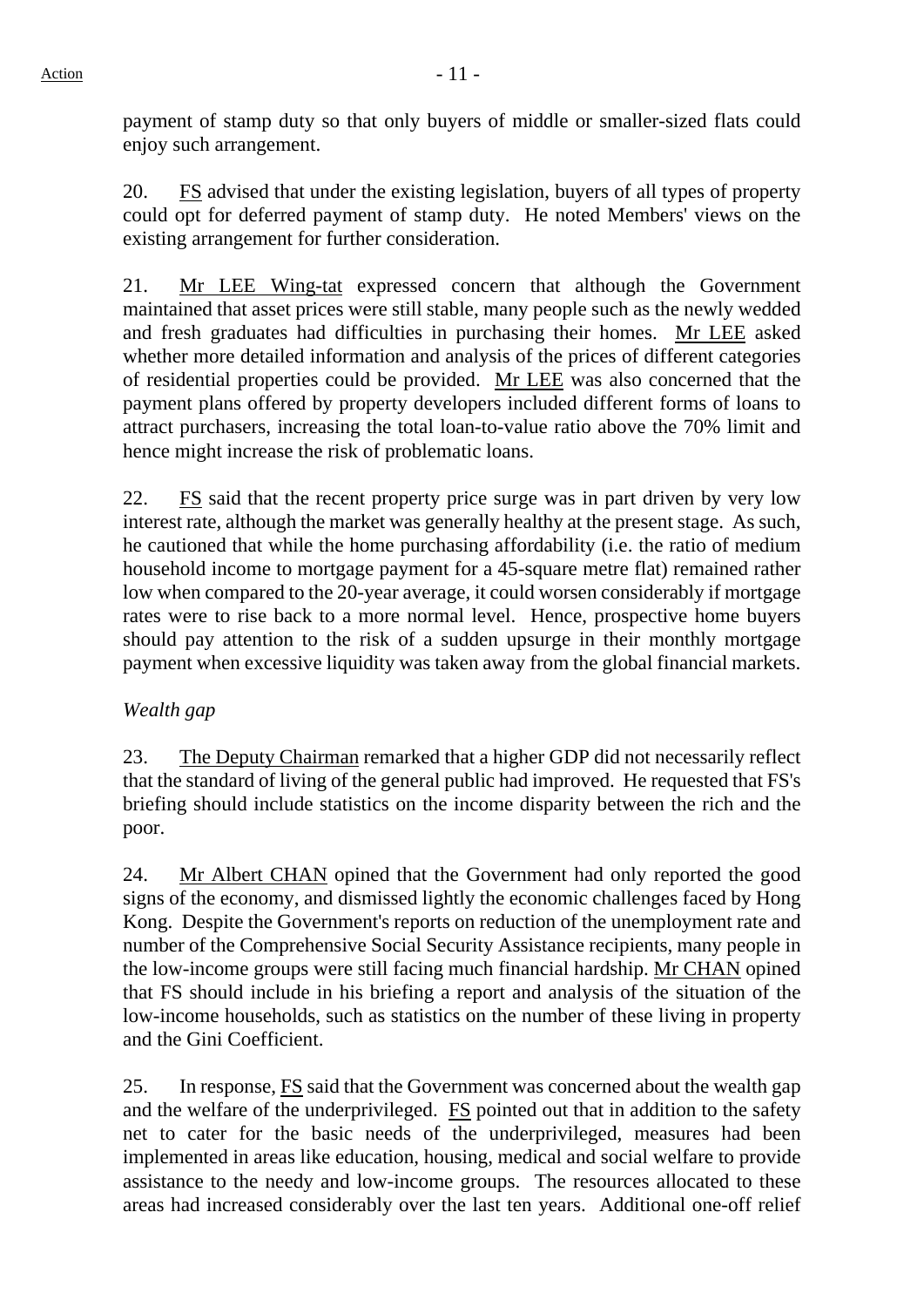payment of stamp duty so that only buyers of middle or smaller-sized flats could enjoy such arrangement.

20. FS advised that under the existing legislation, buyers of all types of property could opt for deferred payment of stamp duty. He noted Members' views on the existing arrangement for further consideration.

21. Mr LEE Wing-tat expressed concern that although the Government maintained that asset prices were still stable, many people such as the newly wedded and fresh graduates had difficulties in purchasing their homes. Mr LEE asked whether more detailed information and analysis of the prices of different categories of residential properties could be provided. Mr LEE was also concerned that the payment plans offered by property developers included different forms of loans to attract purchasers, increasing the total loan-to-value ratio above the 70% limit and hence might increase the risk of problematic loans.

22. FS said that the recent property price surge was in part driven by very low interest rate, although the market was generally healthy at the present stage. As such, he cautioned that while the home purchasing affordability (i.e. the ratio of medium household income to mortgage payment for a 45-square metre flat) remained rather low when compared to the 20-year average, it could worsen considerably if mortgage rates were to rise back to a more normal level. Hence, prospective home buyers should pay attention to the risk of a sudden upsurge in their monthly mortgage payment when excessive liquidity was taken away from the global financial markets.

*Wealth gap*

23. The Deputy Chairman remarked that a higher GDP did not necessarily reflect that the standard of living of the general public had improved. He requested that FS's briefing should include statistics on the income disparity between the rich and the poor.

24. Mr Albert CHAN opined that the Government had only reported the good signs of the economy, and dismissed lightly the economic challenges faced by Hong Kong. Despite the Government's reports on reduction of the unemployment rate and number of the Comprehensive Social Security Assistance recipients, many people in the low-income groups were still facing much financial hardship. Mr CHAN opined that FS should include in his briefing a report and analysis of the situation of the low-income households, such as statistics on the number of these living in property and the Gini Coefficient.

25. In response, FS said that the Government was concerned about the wealth gap and the welfare of the underprivileged. FS pointed out that in addition to the safety net to cater for the basic needs of the underprivileged, measures had been implemented in areas like education, housing, medical and social welfare to provide assistance to the needy and low-income groups. The resources allocated to these areas had increased considerably over the last ten years. Additional one-off relief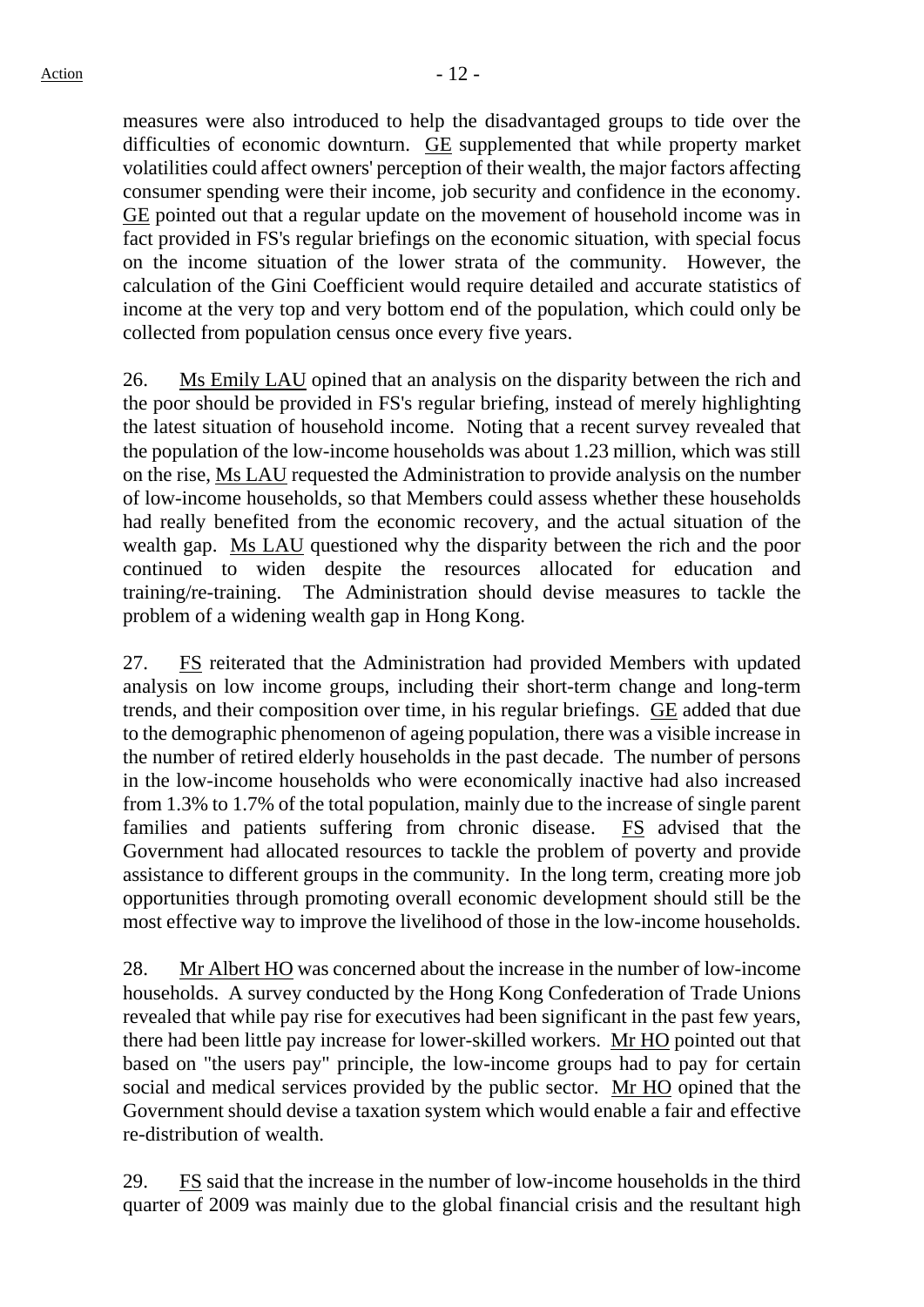measures were also introduced to help the disadvantaged groups to tide over the difficulties of economic downturn. GE supplemented that while property market volatilities could affect owners' perception of their wealth, the major factors affecting consumer spending were their income, job security and confidence in the economy. GE pointed out that a regular update on the movement of household income was in fact provided in FS's regular briefings on the economic situation, with special focus on the income situation of the lower strata of the community. However, the calculation of the Gini Coefficient would require detailed and accurate statistics of income at the very top and very bottom end of the population, which could only be collected from population census once every five years.

26. Ms Emily LAU opined that an analysis on the disparity between the rich and the poor should be provided in FS's regular briefing, instead of merely highlighting the latest situation of household income. Noting that a recent survey revealed that the population of the low-income households was about 1.23 million, which was still on the rise, Ms LAU requested the Administration to provide analysis on the number of low-income households, so that Members could assess whether these households had really benefited from the economic recovery, and the actual situation of the wealth gap. Ms LAU questioned why the disparity between the rich and the poor continued to widen despite the resources allocated for education and training/re-training. The Administration should devise measures to tackle the problem of a widening wealth gap in Hong Kong.

27. FS reiterated that the Administration had provided Members with updated analysis on low income groups, including their short-term change and long-term trends, and their composition over time, in his regular briefings. GE added that due to the demographic phenomenon of ageing population, there was a visible increase in the number of retired elderly households in the past decade. The number of persons in the low-income households who were economically inactive had also increased from 1.3% to 1.7% of the total population, mainly due to the increase of single parent families and patients suffering from chronic disease. FS advised that the Government had allocated resources to tackle the problem of poverty and provide assistance to different groups in the community. In the long term, creating more job opportunities through promoting overall economic development should still be the most effective way to improve the livelihood of those in the low-income households.

28. Mr Albert HO was concerned about the increase in the number of low-income households. A survey conducted by the Hong Kong Confederation of Trade Unions revealed that while pay rise for executives had been significant in the past few years, there had been little pay increase for lower-skilled workers. Mr HO pointed out that based on "the users pay" principle, the low-income groups had to pay for certain social and medical services provided by the public sector. Mr HO opined that the Government should devise a taxation system which would enable a fair and effective re-distribution of wealth.

29. FS said that the increase in the number of low-income households in the third quarter of 2009 was mainly due to the global financial crisis and the resultant high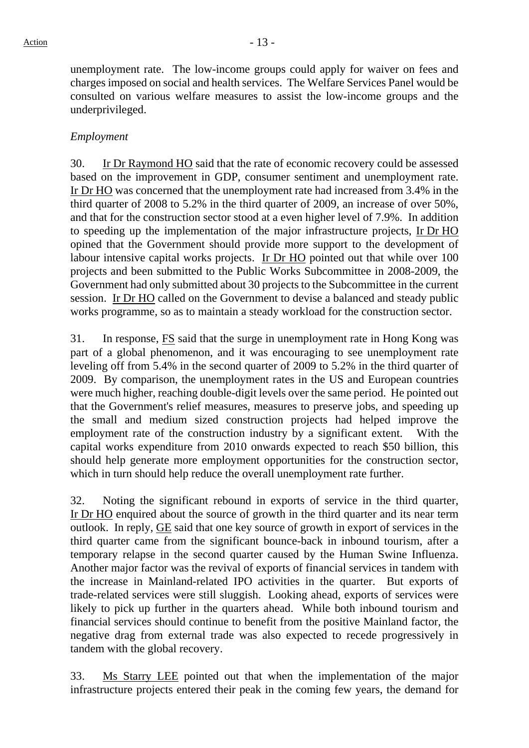unemployment rate. The low-income groups could apply for waiver on fees and charges imposed on social and health services. The Welfare Services Panel would be consulted on various welfare measures to assist the low-income groups and the underprivileged.

*Employment*

30. Ir Dr Raymond HO said that the rate of economic recovery could be assessed based on the improvement in GDP, consumer sentiment and unemployment rate. Ir Dr HO was concerned that the unemployment rate had increased from 3.4% in the third quarter of 2008 to 5.2% in the third quarter of 2009, an increase of over 50%, and that for the construction sector stood at a even higher level of 7.9%. In addition to speeding up the implementation of the major infrastructure projects, Ir Dr HO opined that the Government should provide more support to the development of labour intensive capital works projects. Ir Dr HO pointed out that while over 100 projects and been submitted to the Public Works Subcommittee in 2008-2009, the Government had only submitted about 30 projects to the Subcommittee in the current session. Ir Dr HO called on the Government to devise a balanced and steady public works programme, so as to maintain a steady workload for the construction sector.

31. In response, FS said that the surge in unemployment rate in Hong Kong was part of a global phenomenon, and it was encouraging to see unemployment rate leveling off from 5.4% in the second quarter of 2009 to 5.2% in the third quarter of 2009. By comparison, the unemployment rates in the US and European countries were much higher, reaching double-digit levels over the same period. He pointed out that the Government's relief measures, measures to preserve jobs, and speeding up the small and medium sized construction projects had helped improve the employment rate of the construction industry by a significant extent. With the capital works expenditure from 2010 onwards expected to reach $50 billion, this should help generate more employment opportunities for the construction sector, which in turn should help reduce the overall unemployment rate further.

32. Noting the significant rebound in exports of service in the third quarter, Ir Dr HO enquired about the source of growth in the third quarter and its near term outlook. In reply, GE said that one key source of growth in export of services in the third quarter came from the significant bounce-back in inbound tourism, after a temporary relapse in the second quarter caused by the Human Swine Influenza. Another major factor was the revival of exports of financial services in tandem with the increase in Mainland-related IPO activities in the quarter. But exports of trade-related services were still sluggish. Looking ahead, exports of services were likely to pick up further in the quarters ahead. While both inbound tourism and financial services should continue to benefit from the positive Mainland factor, the negative drag from external trade was also expected to recede progressively in tandem with the global recovery.

33. Ms Starry LEE pointed out that when the implementation of the major infrastructure projects entered their peak in the coming few years, the demand for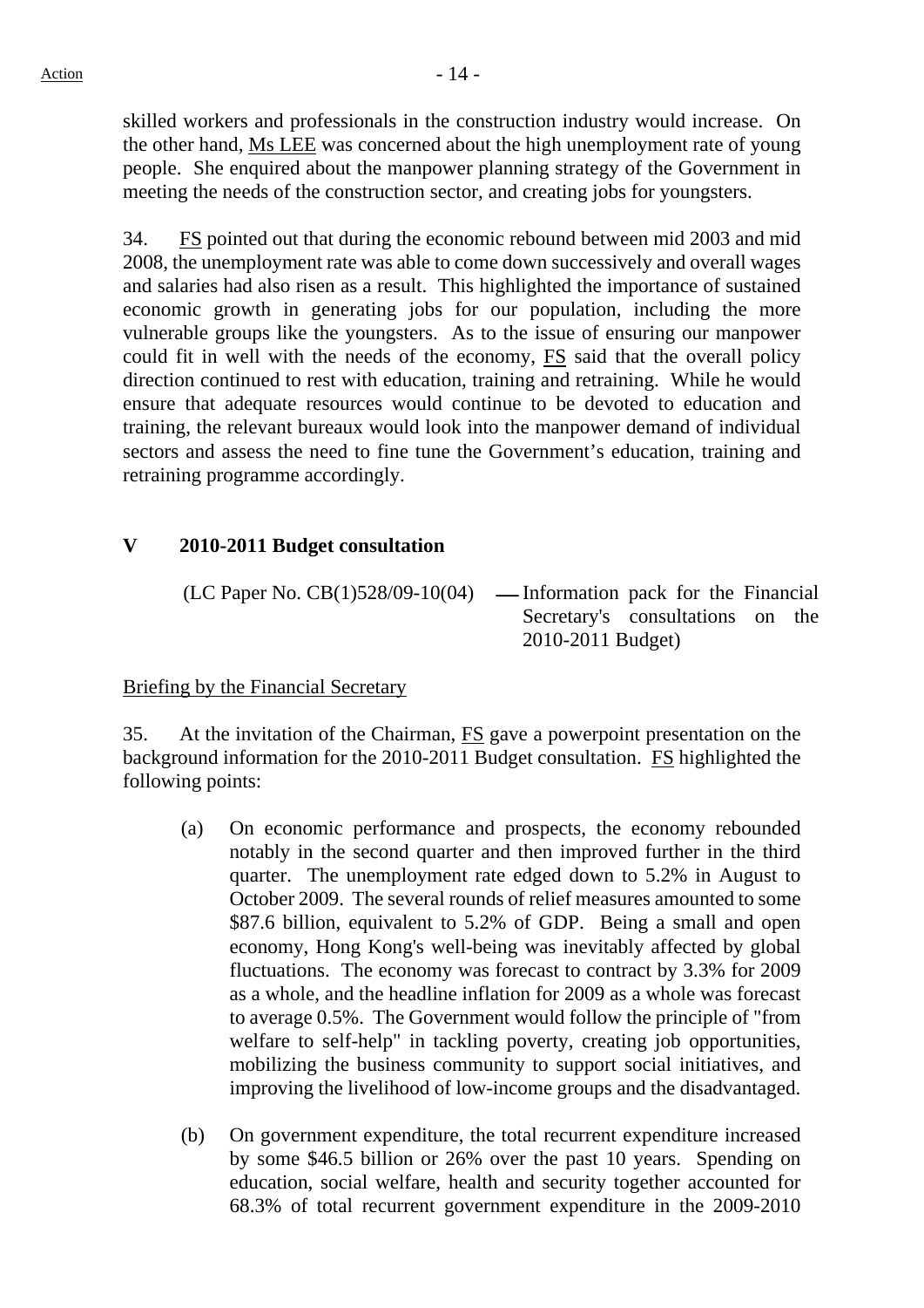skilled workers and professionals in the construction industry would increase. On the other hand, Ms LEE was concerned about the high unemployment rate of young people. She enquired about the manpower planning strategy of the Government in meeting the needs of the construction sector, and creating jobs for youngsters.

34. FS pointed out that during the economic rebound between mid 2003 and mid 2008, the unemployment rate was able to come down successively and overall wages and salaries had also risen as a result. This highlighted the importance of sustained economic growth in generating jobs for our population, including the more vulnerable groups like the youngsters. As to the issue of ensuring our manpower could fit in well with the needs of the economy, FS said that the overall policy direction continued to rest with education, training and retraining. While he would ensure that adequate resources would continue to be devoted to education and training, the relevant bureaux would look into the manpower demand of individual sectors and assess the need to fine tune the Government's education, training and retraining programme accordingly.

## V 2010-2011 Budget consultation

(LC Paper No. CB(1)528/09-10(04) — Information pack for the Financial Secretary's consultations on the 2010-2011 Budget)

Briefing by the Financial Secretary

35. At the invitation of the Chairman, FS gave a powerpoint presentation on the background information for the 2010-2011 Budget consultation. FS highlighted the following points:

(a) On economic performance and prospects, the economy rebounded notably in the second quarter and then improved further in the third quarter. The unemployment rate edged down to 5.2% in August to October 2009. The several rounds of relief measures amounted to some $87.6 billion, equivalent to 5.2% of GDP. Being a small and open economy, Hong Kong's well-being was inevitably affected by global fluctuations. The economy was forecast to contract by 3.3% for 2009 as a whole, and the headline inflation for 2009 as a whole was forecast to average 0.5%. The Government would follow the principle of "from welfare to self-help" in tackling poverty, creating job opportunities, mobilizing the business community to support social initiatives, and improving the livelihood of low-income groups and the disadvantaged.

(b) On government expenditure, the total recurrent expenditure increased by some $46.5 billion or 26% over the past 10 years. Spending on education, social welfare, health and security together accounted for 68.3% of total recurrent government expenditure in the 2009-2010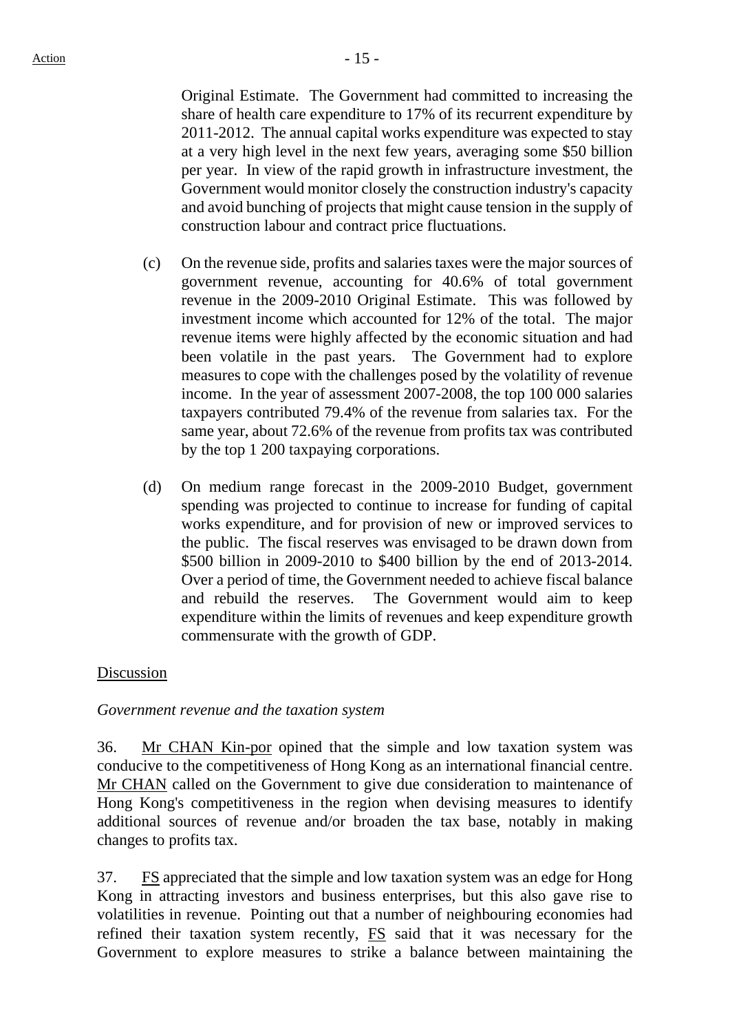Original Estimate. The Government had committed to increasing the share of health care expenditure to 17% of its recurrent expenditure by 2011-2012. The annual capital works expenditure was expected to stay at a very high level in the next few years, averaging some $50 billion per year. In view of the rapid growth in infrastructure investment, the Government would monitor closely the construction industry's capacity and avoid bunching of projects that might cause tension in the supply of construction labour and contract price fluctuations.

(c) On the revenue side, profits and salaries taxes were the major sources of government revenue, accounting for 40.6% of total government revenue in the 2009-2010 Original Estimate. This was followed by investment income which accounted for 12% of the total. The major revenue items were highly affected by the economic situation and had been volatile in the past years. The Government had to explore measures to cope with the challenges posed by the volatility of revenue income. In the year of assessment 2007-2008, the top 100 000 salaries taxpayers contributed 79.4% of the revenue from salaries tax. For the same year, about 72.6% of the revenue from profits tax was contributed by the top 1 200 taxpaying corporations.

(d) On medium range forecast in the 2009-2010 Budget, government spending was projected to continue to increase for funding of capital works expenditure, and for provision of new or improved services to the public. The fiscal reserves was envisaged to be drawn down from $500 billion in 2009-2010 to $400 billion by the end of 2013-2014. Over a period of time, the Government needed to achieve fiscal balance and rebuild the reserves. The Government would aim to keep expenditure within the limits of revenues and keep expenditure growth commensurate with the growth of GDP.

<u>Discussion</u>

*Government revenue and the taxation system*

36. <u>Mr CHAN Kin-por</u> opined that the simple and low taxation system was conducive to the competitiveness of Hong Kong as an international financial centre. <u>Mr CHAN</u> called on the Government to give due consideration to maintenance of Hong Kong's competitiveness in the region when devising measures to identify additional sources of revenue and/or broaden the tax base, notably in making changes to profits tax.

37. <u>FS</u> appreciated that the simple and low taxation system was an edge for Hong Kong in attracting investors and business enterprises, but this also gave rise to volatilities in revenue. Pointing out that a number of neighbouring economies had refined their taxation system recently, <u>FS</u> said that it was necessary for the Government to explore measures to strike a balance between maintaining the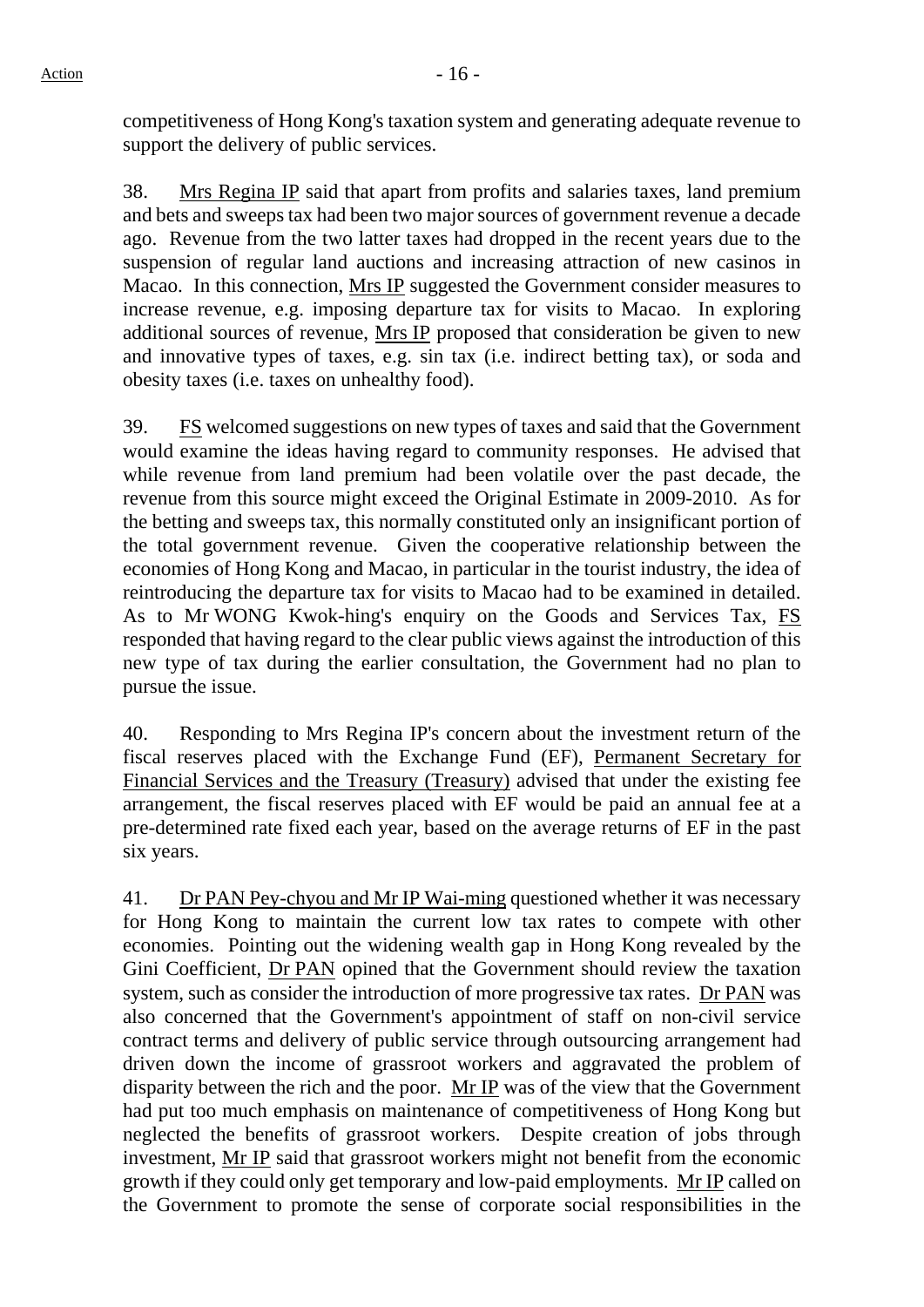competitiveness of Hong Kong's taxation system and generating adequate revenue to support the delivery of public services.

38. Mrs Regina IP said that apart from profits and salaries taxes, land premium and bets and sweeps tax had been two major sources of government revenue a decade ago. Revenue from the two latter taxes had dropped in the recent years due to the suspension of regular land auctions and increasing attraction of new casinos in Macao. In this connection, Mrs IP suggested the Government consider measures to increase revenue, e.g. imposing departure tax for visits to Macao. In exploring additional sources of revenue, Mrs IP proposed that consideration be given to new and innovative types of taxes, e.g. sin tax (i.e. indirect betting tax), or soda and obesity taxes (i.e. taxes on unhealthy food).

39. FS welcomed suggestions on new types of taxes and said that the Government would examine the ideas having regard to community responses. He advised that while revenue from land premium had been volatile over the past decade, the revenue from this source might exceed the Original Estimate in 2009-2010. As for the betting and sweeps tax, this normally constituted only an insignificant portion of the total government revenue. Given the cooperative relationship between the economies of Hong Kong and Macao, in particular in the tourist industry, the idea of reintroducing the departure tax for visits to Macao had to be examined in detailed. As to Mr WONG Kwok-hing's enquiry on the Goods and Services Tax, FS responded that having regard to the clear public views against the introduction of this new type of tax during the earlier consultation, the Government had no plan to pursue the issue.

40. Responding to Mrs Regina IP's concern about the investment return of the fiscal reserves placed with the Exchange Fund (EF), Permanent Secretary for Financial Services and the Treasury (Treasury) advised that under the existing fee arrangement, the fiscal reserves placed with EF would be paid an annual fee at a pre-determined rate fixed each year, based on the average returns of EF in the past six years.

41. Dr PAN Pey-chyou and Mr IP Wai-ming questioned whether it was necessary for Hong Kong to maintain the current low tax rates to compete with other economies. Pointing out the widening wealth gap in Hong Kong revealed by the Gini Coefficient, Dr PAN opined that the Government should review the taxation system, such as consider the introduction of more progressive tax rates. Dr PAN was also concerned that the Government's appointment of staff on non-civil service contract terms and delivery of public service through outsourcing arrangement had driven down the income of grassroot workers and aggravated the problem of disparity between the rich and the poor. Mr IP was of the view that the Government had put too much emphasis on maintenance of competitiveness of Hong Kong but neglected the benefits of grassroot workers. Despite creation of jobs through investment, Mr IP said that grassroot workers might not benefit from the economic growth if they could only get temporary and low-paid employments. Mr IP called on the Government to promote the sense of corporate social responsibilities in the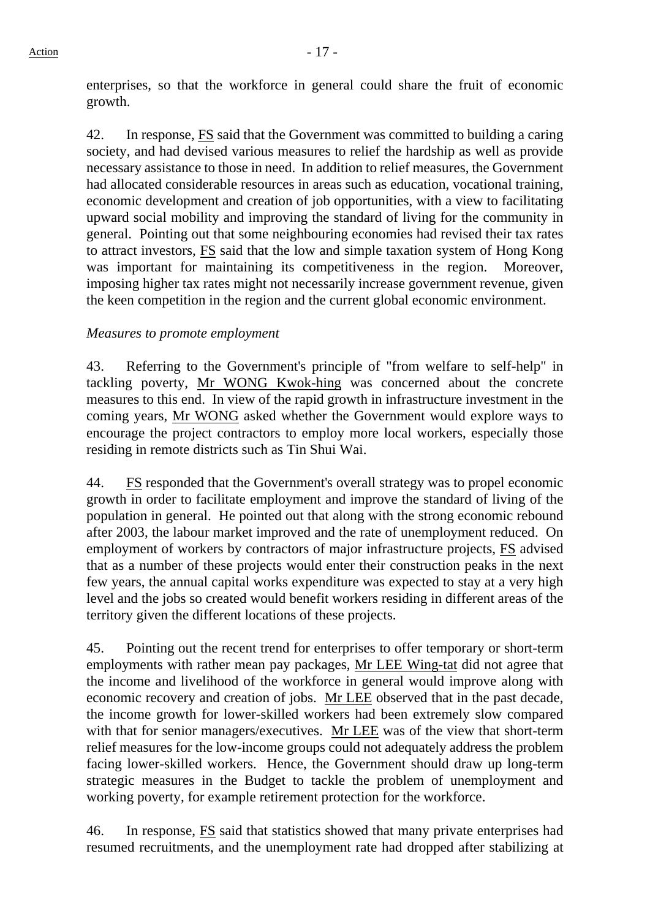enterprises, so that the workforce in general could share the fruit of economic growth.

42. In response, FS said that the Government was committed to building a caring society, and had devised various measures to relief the hardship as well as provide necessary assistance to those in need. In addition to relief measures, the Government had allocated considerable resources in areas such as education, vocational training, economic development and creation of job opportunities, with a view to facilitating upward social mobility and improving the standard of living for the community in general. Pointing out that some neighbouring economies had revised their tax rates to attract investors, FS said that the low and simple taxation system of Hong Kong was important for maintaining its competitiveness in the region. Moreover, imposing higher tax rates might not necessarily increase government revenue, given the keen competition in the region and the current global economic environment.

*Measures to promote employment*

43. Referring to the Government's principle of "from welfare to self-help" in tackling poverty, Mr WONG Kwok-hing was concerned about the concrete measures to this end. In view of the rapid growth in infrastructure investment in the coming years, Mr WONG asked whether the Government would explore ways to encourage the project contractors to employ more local workers, especially those residing in remote districts such as Tin Shui Wai.

44. FS responded that the Government's overall strategy was to propel economic growth in order to facilitate employment and improve the standard of living of the population in general. He pointed out that along with the strong economic rebound after 2003, the labour market improved and the rate of unemployment reduced. On employment of workers by contractors of major infrastructure projects, FS advised that as a number of these projects would enter their construction peaks in the next few years, the annual capital works expenditure was expected to stay at a very high level and the jobs so created would benefit workers residing in different areas of the territory given the different locations of these projects.

45. Pointing out the recent trend for enterprises to offer temporary or short-term employments with rather mean pay packages, Mr LEE Wing-tat did not agree that the income and livelihood of the workforce in general would improve along with economic recovery and creation of jobs. Mr LEE observed that in the past decade, the income growth for lower-skilled workers had been extremely slow compared with that for senior managers/executives. Mr LEE was of the view that short-term relief measures for the low-income groups could not adequately address the problem facing lower-skilled workers. Hence, the Government should draw up long-term strategic measures in the Budget to tackle the problem of unemployment and working poverty, for example retirement protection for the workforce.

46. In response, FS said that statistics showed that many private enterprises had resumed recruitments, and the unemployment rate had dropped after stabilizing at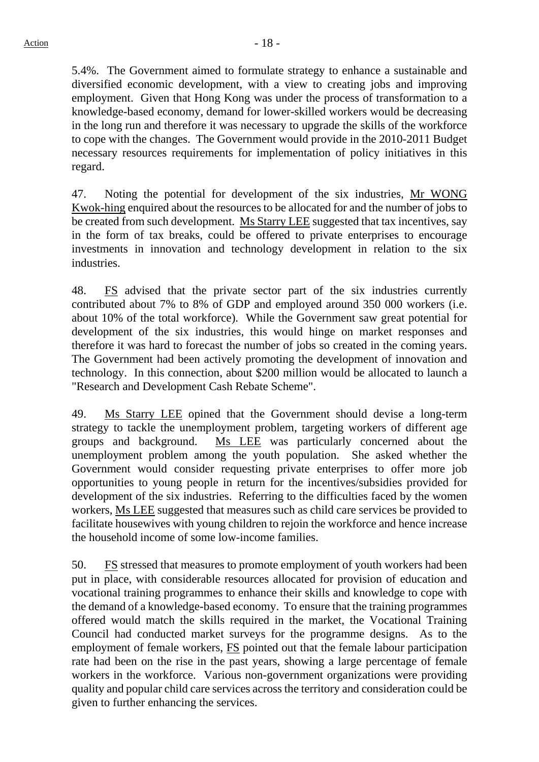5.4%. The Government aimed to formulate strategy to enhance a sustainable and diversified economic development, with a view to creating jobs and improving employment. Given that Hong Kong was under the process of transformation to a knowledge-based economy, demand for lower-skilled workers would be decreasing in the long run and therefore it was necessary to upgrade the skills of the workforce to cope with the changes. The Government would provide in the 2010-2011 Budget necessary resources requirements for implementation of policy initiatives in this regard.

47. Noting the potential for development of the six industries, Mr WONG Kwok-hing enquired about the resources to be allocated for and the number of jobs to be created from such development. Ms Starry LEE suggested that tax incentives, say in the form of tax breaks, could be offered to private enterprises to encourage investments in innovation and technology development in relation to the six industries.

48. FS advised that the private sector part of the six industries currently contributed about 7% to 8% of GDP and employed around 350 000 workers (i.e. about 10% of the total workforce). While the Government saw great potential for development of the six industries, this would hinge on market responses and therefore it was hard to forecast the number of jobs so created in the coming years. The Government had been actively promoting the development of innovation and technology. In this connection, about $200 million would be allocated to launch a "Research and Development Cash Rebate Scheme".

49. Ms Starry LEE opined that the Government should devise a long-term strategy to tackle the unemployment problem, targeting workers of different age groups and background. Ms LEE was particularly concerned about the unemployment problem among the youth population. She asked whether the Government would consider requesting private enterprises to offer more job opportunities to young people in return for the incentives/subsidies provided for development of the six industries. Referring to the difficulties faced by the women workers, Ms LEE suggested that measures such as child care services be provided to facilitate housewives with young children to rejoin the workforce and hence increase the household income of some low-income families.

50. FS stressed that measures to promote employment of youth workers had been put in place, with considerable resources allocated for provision of education and vocational training programmes to enhance their skills and knowledge to cope with the demand of a knowledge-based economy. To ensure that the training programmes offered would match the skills required in the market, the Vocational Training Council had conducted market surveys for the programme designs. As to the employment of female workers, FS pointed out that the female labour participation rate had been on the rise in the past years, showing a large percentage of female workers in the workforce. Various non-government organizations were providing quality and popular child care services across the territory and consideration could be given to further enhancing the services.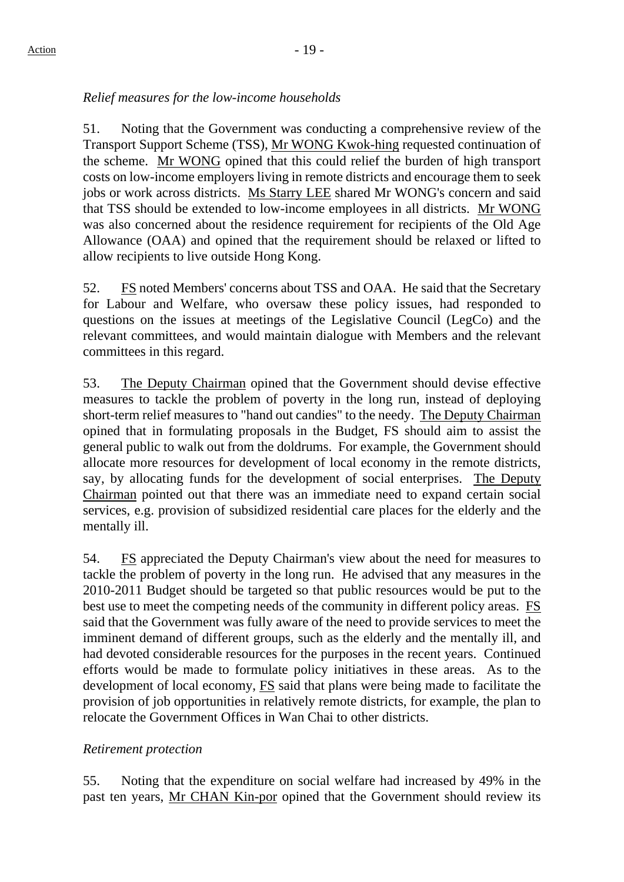*Relief measures for the low-income households*

51. Noting that the Government was conducting a comprehensive review of the Transport Support Scheme (TSS), Mr WONG Kwok-hing requested continuation of the scheme. Mr WONG opined that this could relief the burden of high transport costs on low-income employers living in remote districts and encourage them to seek jobs or work across districts. Ms Starry LEE shared Mr WONG's concern and said that TSS should be extended to low-income employees in all districts. Mr WONG was also concerned about the residence requirement for recipients of the Old Age Allowance (OAA) and opined that the requirement should be relaxed or lifted to allow recipients to live outside Hong Kong.

52. FS noted Members' concerns about TSS and OAA. He said that the Secretary for Labour and Welfare, who oversaw these policy issues, had responded to questions on the issues at meetings of the Legislative Council (LegCo) and the relevant committees, and would maintain dialogue with Members and the relevant committees in this regard.

53. The Deputy Chairman opined that the Government should devise effective measures to tackle the problem of poverty in the long run, instead of deploying short-term relief measures to "hand out candies" to the needy. The Deputy Chairman opined that in formulating proposals in the Budget, FS should aim to assist the general public to walk out from the doldrums. For example, the Government should allocate more resources for development of local economy in the remote districts, say, by allocating funds for the development of social enterprises. The Deputy Chairman pointed out that there was an immediate need to expand certain social services, e.g. provision of subsidized residential care places for the elderly and the mentally ill.

54. FS appreciated the Deputy Chairman's view about the need for measures to tackle the problem of poverty in the long run. He advised that any measures in the 2010-2011 Budget should be targeted so that public resources would be put to the best use to meet the competing needs of the community in different policy areas. FS said that the Government was fully aware of the need to provide services to meet the imminent demand of different groups, such as the elderly and the mentally ill, and had devoted considerable resources for the purposes in the recent years. Continued efforts would be made to formulate policy initiatives in these areas. As to the development of local economy, FS said that plans were being made to facilitate the provision of job opportunities in relatively remote districts, for example, the plan to relocate the Government Offices in Wan Chai to other districts.

*Retirement protection*

55. Noting that the expenditure on social welfare had increased by 49% in the past ten years, Mr CHAN Kin-por opined that the Government should review its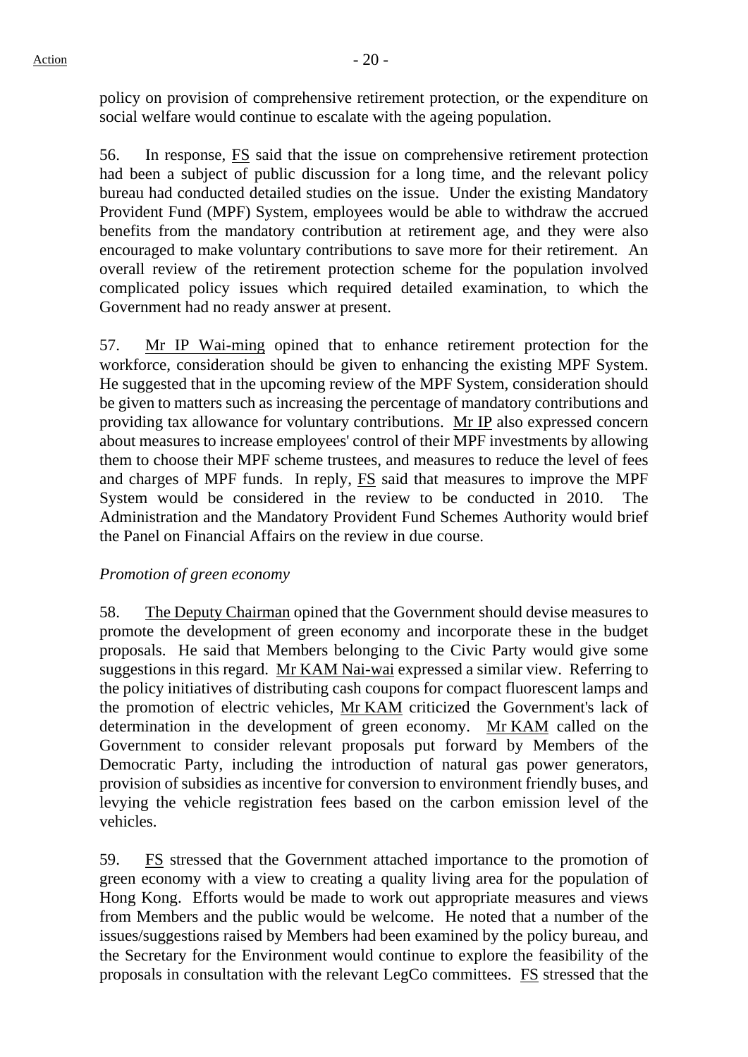policy on provision of comprehensive retirement protection, or the expenditure on social welfare would continue to escalate with the ageing population.

56. In response, FS said that the issue on comprehensive retirement protection had been a subject of public discussion for a long time, and the relevant policy bureau had conducted detailed studies on the issue. Under the existing Mandatory Provident Fund (MPF) System, employees would be able to withdraw the accrued benefits from the mandatory contribution at retirement age, and they were also encouraged to make voluntary contributions to save more for their retirement. An overall review of the retirement protection scheme for the population involved complicated policy issues which required detailed examination, to which the Government had no ready answer at present.

57. Mr IP Wai-ming opined that to enhance retirement protection for the workforce, consideration should be given to enhancing the existing MPF System. He suggested that in the upcoming review of the MPF System, consideration should be given to matters such as increasing the percentage of mandatory contributions and providing tax allowance for voluntary contributions. Mr IP also expressed concern about measures to increase employees' control of their MPF investments by allowing them to choose their MPF scheme trustees, and measures to reduce the level of fees and charges of MPF funds. In reply, FS said that measures to improve the MPF System would be considered in the review to be conducted in 2010. The Administration and the Mandatory Provident Fund Schemes Authority would brief the Panel on Financial Affairs on the review in due course.

*Promotion of green economy*

58. The Deputy Chairman opined that the Government should devise measures to promote the development of green economy and incorporate these in the budget proposals. He said that Members belonging to the Civic Party would give some suggestions in this regard. Mr KAM Nai-wai expressed a similar view. Referring to the policy initiatives of distributing cash coupons for compact fluorescent lamps and the promotion of electric vehicles, Mr KAM criticized the Government's lack of determination in the development of green economy. Mr KAM called on the Government to consider relevant proposals put forward by Members of the Democratic Party, including the introduction of natural gas power generators, provision of subsidies as incentive for conversion to environment friendly buses, and levying the vehicle registration fees based on the carbon emission level of the vehicles.

59. FS stressed that the Government attached importance to the promotion of green economy with a view to creating a quality living area for the population of Hong Kong. Efforts would be made to work out appropriate measures and views from Members and the public would be welcome. He noted that a number of the issues/suggestions raised by Members had been examined by the policy bureau, and the Secretary for the Environment would continue to explore the feasibility of the proposals in consultation with the relevant LegCo committees. FS stressed that the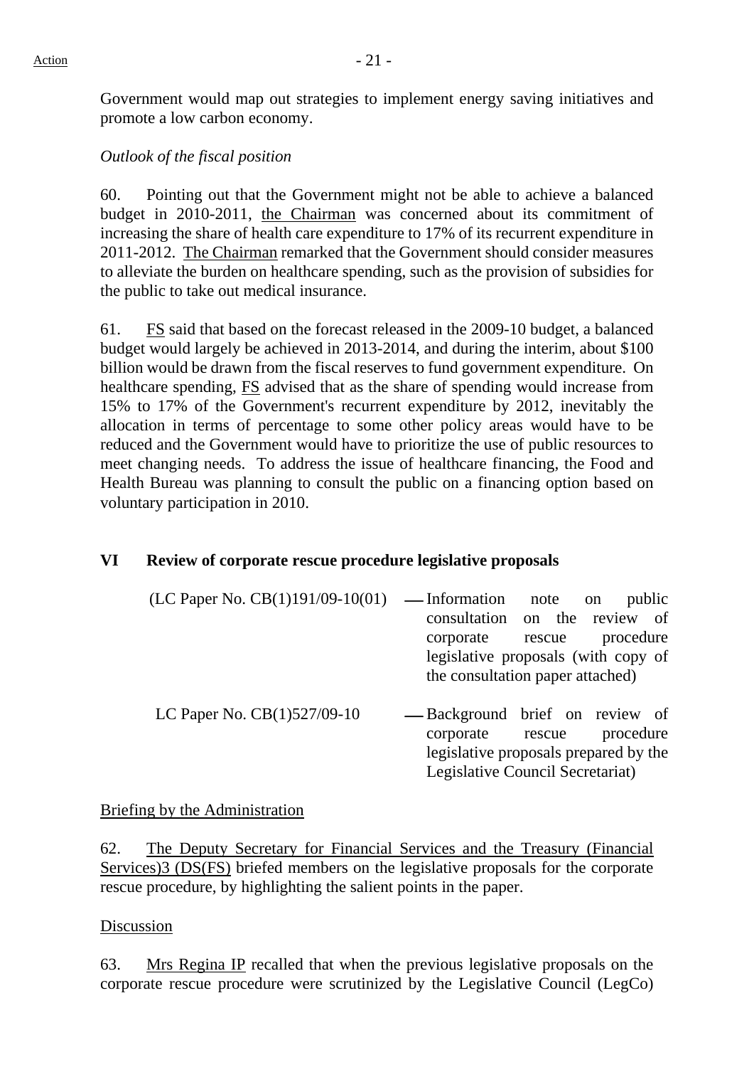Government would map out strategies to implement energy saving initiatives and promote a low carbon economy.

*Outlook of the fiscal position*

60. Pointing out that the Government might not be able to achieve a balanced budget in 2010-2011, the Chairman was concerned about its commitment of increasing the share of health care expenditure to 17% of its recurrent expenditure in 2011-2012. The Chairman remarked that the Government should consider measures to alleviate the burden on healthcare spending, such as the provision of subsidies for the public to take out medical insurance.

61. FS said that based on the forecast released in the 2009-10 budget, a balanced budget would largely be achieved in 2013-2014, and during the interim, about $100 billion would be drawn from the fiscal reserves to fund government expenditure. On healthcare spending, FS advised that as the share of spending would increase from 15% to 17% of the Government's recurrent expenditure by 2012, inevitably the allocation in terms of percentage to some other policy areas would have to be reduced and the Government would have to prioritize the use of public resources to meet changing needs. To address the issue of healthcare financing, the Food and Health Bureau was planning to consult the public on a financing option based on voluntary participation in 2010.

## VI Review of corporate rescue procedure legislative proposals

(LC Paper No. CB(1)191/09-10(01) — Information note on public consultation on the review of corporate rescue procedure legislative proposals (with copy of the consultation paper attached)

LC Paper No. CB(1)527/09-10 — Background brief on review of corporate rescue procedure legislative proposals prepared by the Legislative Council Secretariat)

Briefing by the Administration

62. The Deputy Secretary for Financial Services and the Treasury (Financial Services)3 (DS(FS) briefed members on the legislative proposals for the corporate rescue procedure, by highlighting the salient points in the paper.

Discussion

63. Mrs Regina IP recalled that when the previous legislative proposals on the corporate rescue procedure were scrutinized by the Legislative Council (LegCo)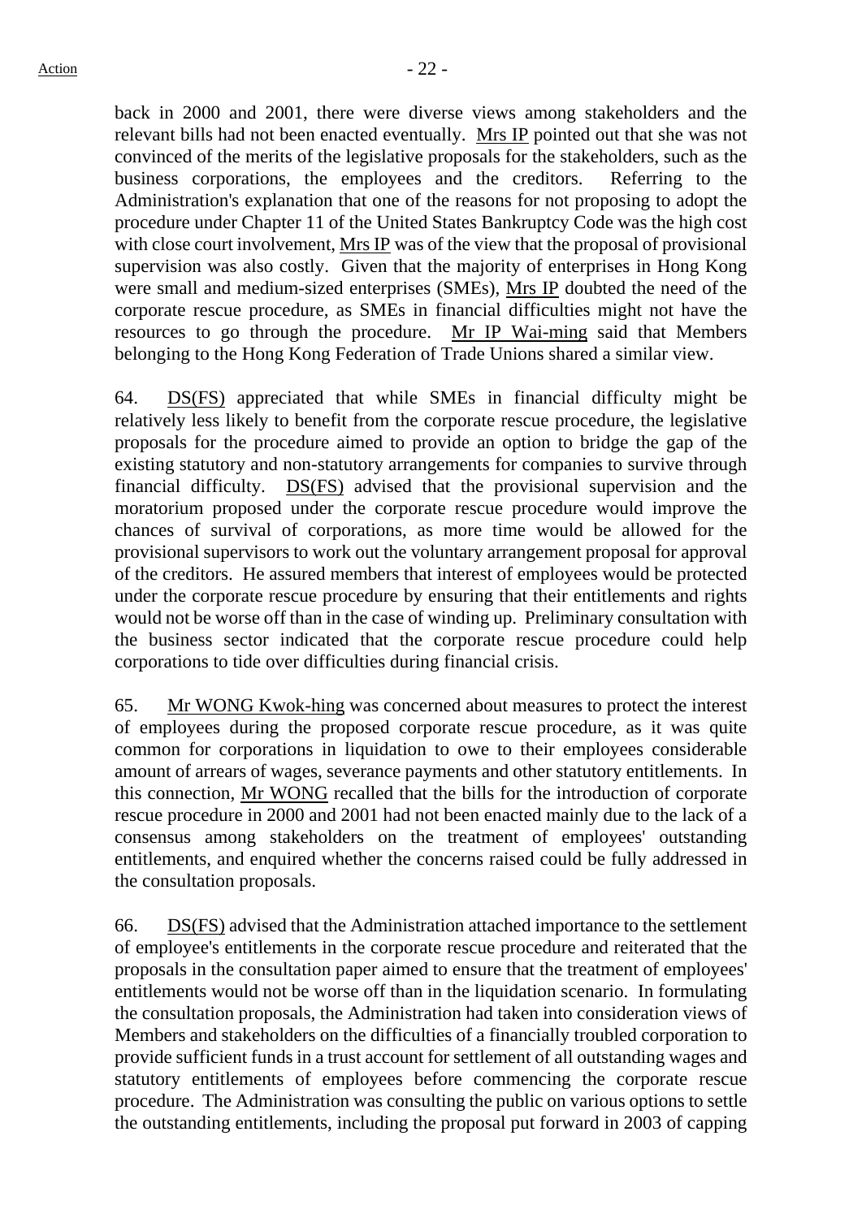back in 2000 and 2001, there were diverse views among stakeholders and the relevant bills had not been enacted eventually. Mrs IP pointed out that she was not convinced of the merits of the legislative proposals for the stakeholders, such as the business corporations, the employees and the creditors. Referring to the Administration's explanation that one of the reasons for not proposing to adopt the procedure under Chapter 11 of the United States Bankruptcy Code was the high cost with close court involvement, Mrs IP was of the view that the proposal of provisional supervision was also costly. Given that the majority of enterprises in Hong Kong were small and medium-sized enterprises (SMEs), Mrs IP doubted the need of the corporate rescue procedure, as SMEs in financial difficulties might not have the resources to go through the procedure. Mr IP Wai-ming said that Members belonging to the Hong Kong Federation of Trade Unions shared a similar view.

64. DS(FS) appreciated that while SMEs in financial difficulty might be relatively less likely to benefit from the corporate rescue procedure, the legislative proposals for the procedure aimed to provide an option to bridge the gap of the existing statutory and non-statutory arrangements for companies to survive through financial difficulty. DS(FS) advised that the provisional supervision and the moratorium proposed under the corporate rescue procedure would improve the chances of survival of corporations, as more time would be allowed for the provisional supervisors to work out the voluntary arrangement proposal for approval of the creditors. He assured members that interest of employees would be protected under the corporate rescue procedure by ensuring that their entitlements and rights would not be worse off than in the case of winding up. Preliminary consultation with the business sector indicated that the corporate rescue procedure could help corporations to tide over difficulties during financial crisis.

65. Mr WONG Kwok-hing was concerned about measures to protect the interest of employees during the proposed corporate rescue procedure, as it was quite common for corporations in liquidation to owe to their employees considerable amount of arrears of wages, severance payments and other statutory entitlements. In this connection, Mr WONG recalled that the bills for the introduction of corporate rescue procedure in 2000 and 2001 had not been enacted mainly due to the lack of a consensus among stakeholders on the treatment of employees' outstanding entitlements, and enquired whether the concerns raised could be fully addressed in the consultation proposals.

66. DS(FS) advised that the Administration attached importance to the settlement of employee's entitlements in the corporate rescue procedure and reiterated that the proposals in the consultation paper aimed to ensure that the treatment of employees' entitlements would not be worse off than in the liquidation scenario. In formulating the consultation proposals, the Administration had taken into consideration views of Members and stakeholders on the difficulties of a financially troubled corporation to provide sufficient funds in a trust account for settlement of all outstanding wages and statutory entitlements of employees before commencing the corporate rescue procedure. The Administration was consulting the public on various options to settle the outstanding entitlements, including the proposal put forward in 2003 of capping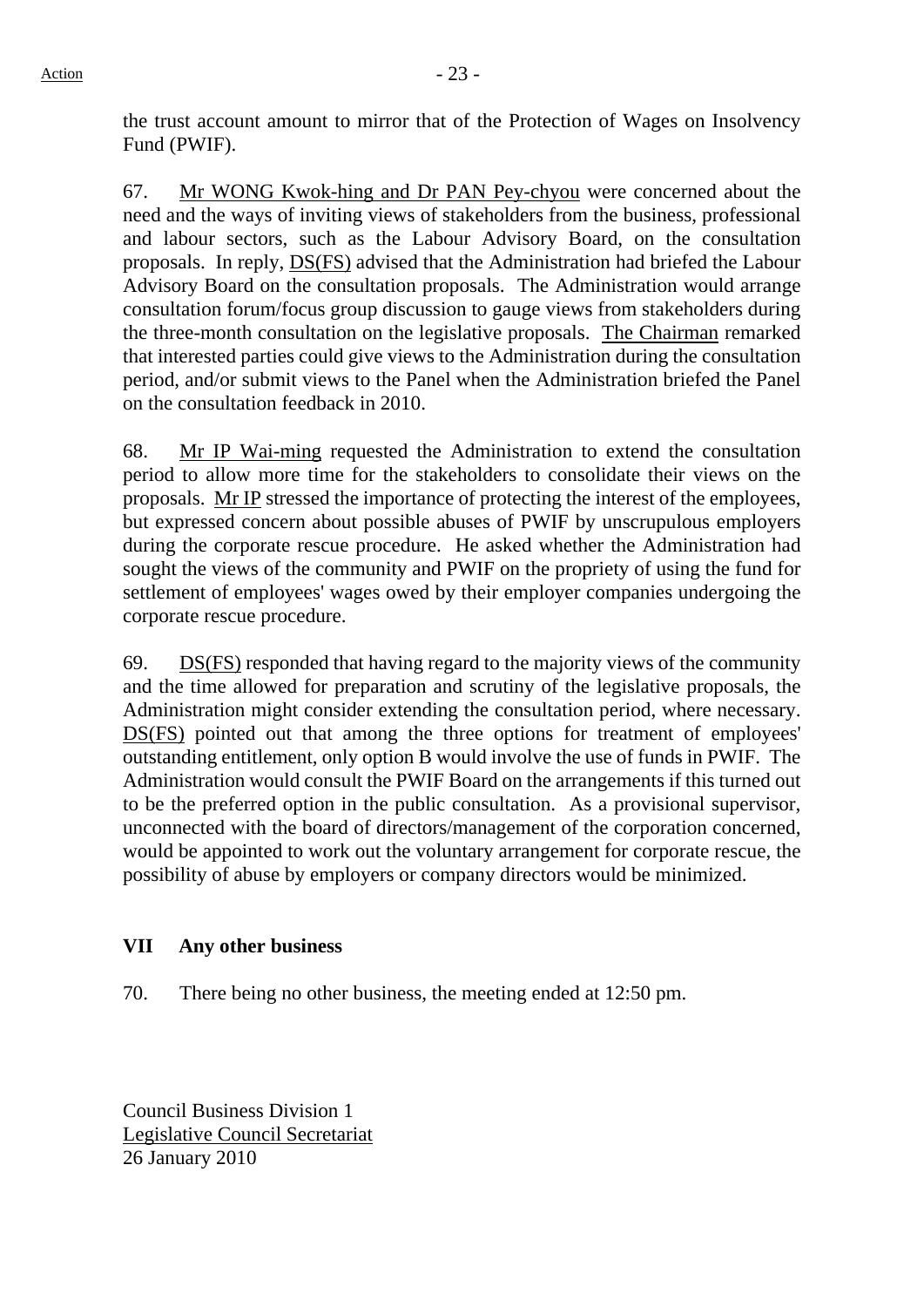the trust account amount to mirror that of the Protection of Wages on Insolvency Fund (PWIF).

67. Mr WONG Kwok-hing and Dr PAN Pey-chyou were concerned about the need and the ways of inviting views of stakeholders from the business, professional and labour sectors, such as the Labour Advisory Board, on the consultation proposals. In reply, DS(FS) advised that the Administration had briefed the Labour Advisory Board on the consultation proposals. The Administration would arrange consultation forum/focus group discussion to gauge views from stakeholders during the three-month consultation on the legislative proposals. The Chairman remarked that interested parties could give views to the Administration during the consultation period, and/or submit views to the Panel when the Administration briefed the Panel on the consultation feedback in 2010.

68. Mr IP Wai-ming requested the Administration to extend the consultation period to allow more time for the stakeholders to consolidate their views on the proposals. Mr IP stressed the importance of protecting the interest of the employees, but expressed concern about possible abuses of PWIF by unscrupulous employers during the corporate rescue procedure. He asked whether the Administration had sought the views of the community and PWIF on the propriety of using the fund for settlement of employees' wages owed by their employer companies undergoing the corporate rescue procedure.

69. DS(FS) responded that having regard to the majority views of the community and the time allowed for preparation and scrutiny of the legislative proposals, the Administration might consider extending the consultation period, where necessary. DS(FS) pointed out that among the three options for treatment of employees' outstanding entitlement, only option B would involve the use of funds in PWIF. The Administration would consult the PWIF Board on the arrangements if this turned out to be the preferred option in the public consultation. As a provisional supervisor, unconnected with the board of directors/management of the corporation concerned, would be appointed to work out the voluntary arrangement for corporate rescue, the possibility of abuse by employers or company directors would be minimized.

## VII Any other business

70. There being no other business, the meeting ended at 12:50 pm.

Council Business Division 1
Legislative Council Secretariat
26 January 2010